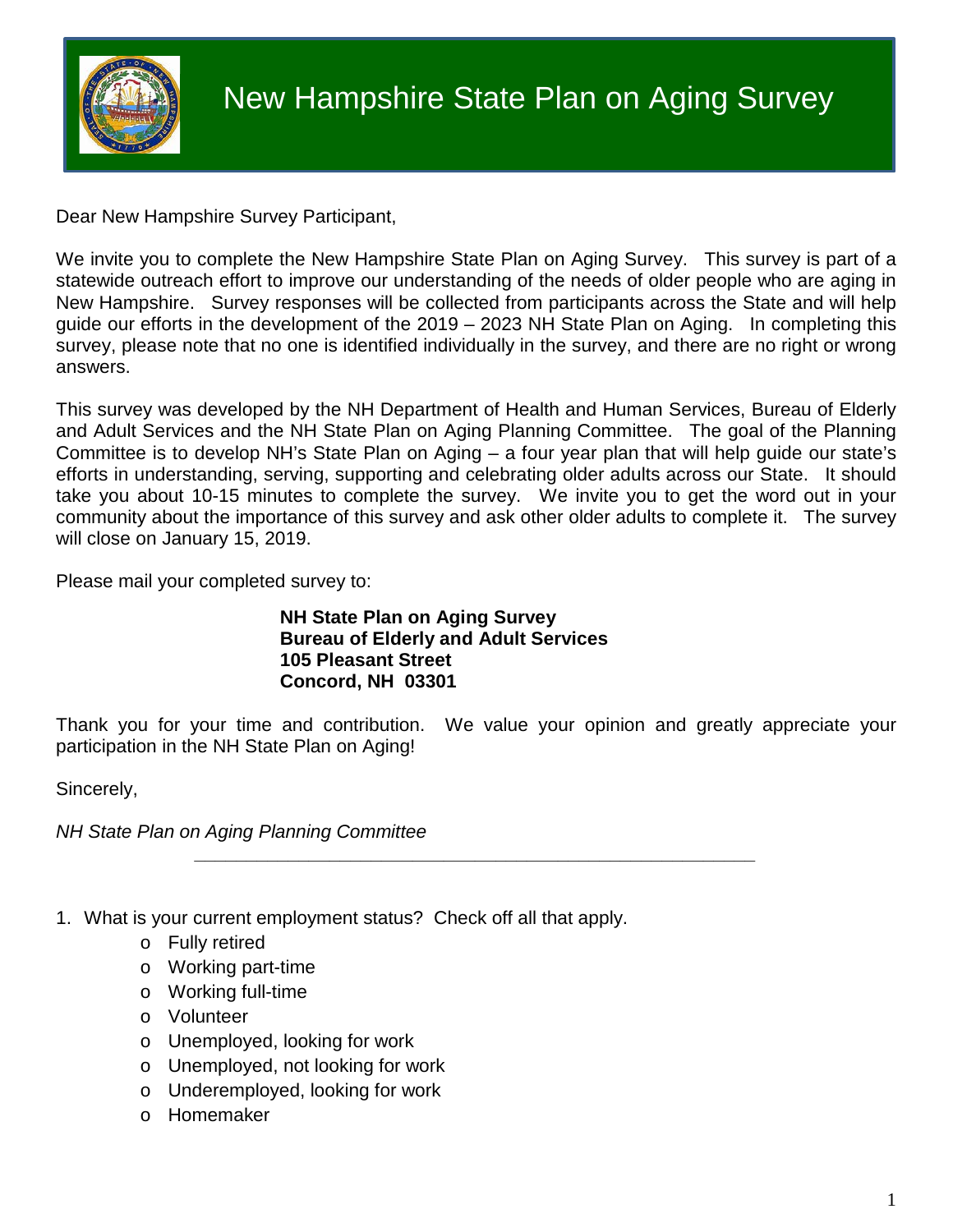# New Hampshire State Plan on Aging Survey

Dear New Hampshire Survey Participant,

We invite you to complete the New Hampshire State Plan on Aging Survey. This survey is part of a statewide outreach effort to improve our understanding of the needs of older people who are aging in New Hampshire. Survey responses will be collected from participants across the State and will help guide our efforts in the development of the 2019 – 2023 NH State Plan on Aging. In completing this survey, please note that no one is identified individually in the survey, and there are no right or wrong answers.

This survey was developed by the NH Department of Health and Human Services, Bureau of Elderly and Adult Services and the NH State Plan on Aging Planning Committee. The goal of the Planning Committee is to develop NH's State Plan on Aging – a four year plan that will help guide our state's efforts in understanding, serving, supporting and celebrating older adults across our State. It should take you about 10-15 minutes to complete the survey. We invite you to get the word out in your community about the importance of this survey and ask other older adults to complete it. The survey will close on January 15, 2019.

Please mail your completed survey to:

**NH State Plan on Aging Survey**
**Bureau of Elderly and Adult Services**
**105 Pleasant Street**
**Concord, NH 03301**

Thank you for your time and contribution. We value your opinion and greatly appreciate your participation in the NH State Plan on Aging!

Sincerely,

*NH State Plan on Aging Planning Committee*

---

1. What is your current employment status? Check off all that apply.
   - o Fully retired
   - o Working part-time
   - o Working full-time
   - o Volunteer
   - o Unemployed, looking for work
   - o Unemployed, not looking for work
   - o Underemployed, looking for work
   - o Homemaker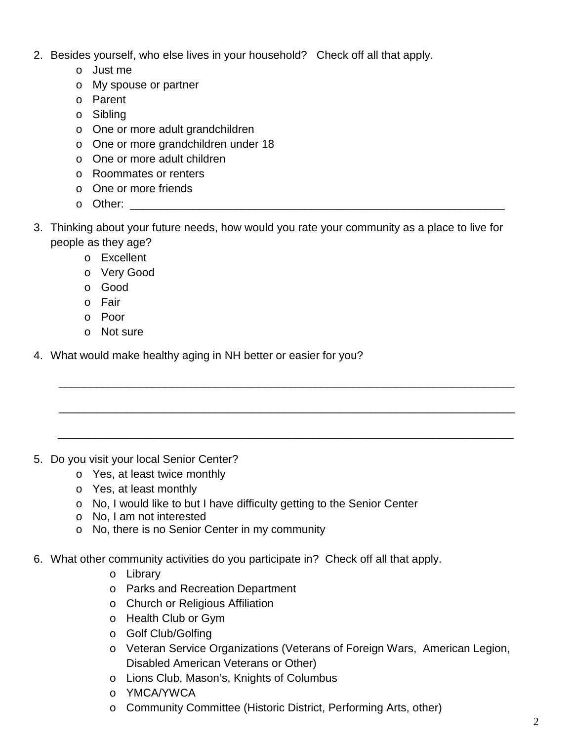2. Besides yourself, who else lives in your household? Check off all that apply.
   - Just me
   - My spouse or partner
   - Parent
   - Sibling
   - One or more adult grandchildren
   - One or more grandchildren under 18
   - One or more adult children
   - Roommates or renters
   - One or more friends
   - Other: ______________________________________________________________

3. Thinking about your future needs, how would you rate your community as a place to live for people as they age?
   - Excellent
   - Very Good
   - Good
   - Fair
   - Poor
   - Not sure

4. What would make healthy aging in NH better or easier for you?

   ___________________________________________________________________________

   ___________________________________________________________________________

   ___________________________________________________________________________

5. Do you visit your local Senior Center?
   - Yes, at least twice monthly
   - Yes, at least monthly
   - No, I would like to but I have difficulty getting to the Senior Center
   - No, I am not interested
   - No, there is no Senior Center in my community

6. What other community activities do you participate in? Check off all that apply.
   - Library
   - Parks and Recreation Department
   - Church or Religious Affiliation
   - Health Club or Gym
   - Golf Club/Golfing
   - Veteran Service Organizations (Veterans of Foreign Wars, American Legion, Disabled American Veterans or Other)
   - Lions Club, Mason's, Knights of Columbus
   - YMCA/YWCA
   - Community Committee (Historic District, Performing Arts, other)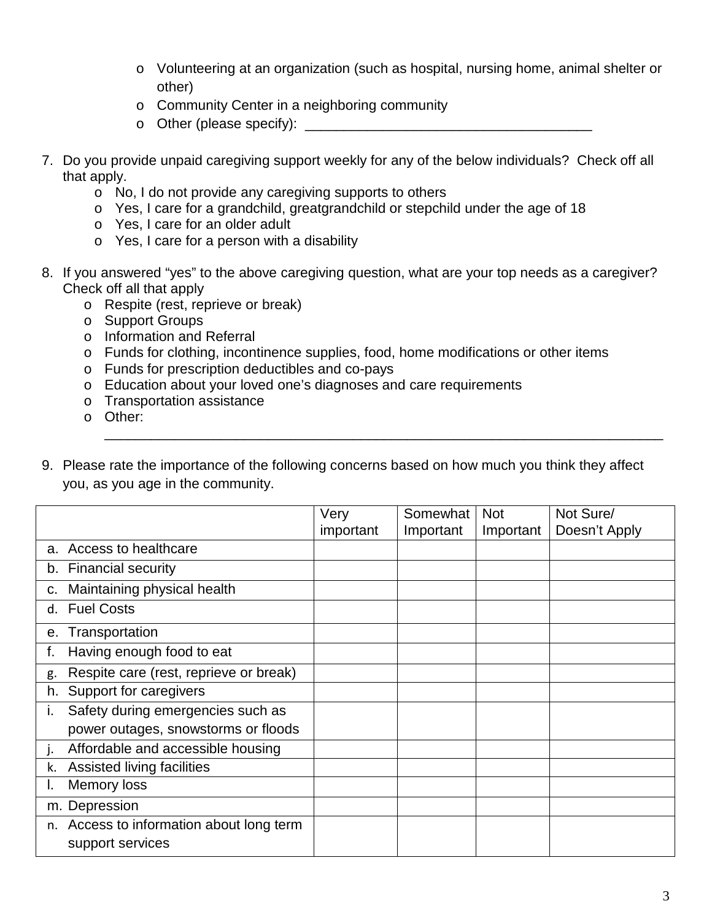- Volunteering at an organization (such as hospital, nursing home, animal shelter or other)
- Community Center in a neighboring community
- Other (please specify): _____________________________________

7. Do you provide unpaid caregiving support weekly for any of the below individuals? Check off all that apply.
   - No, I do not provide any caregiving supports to others
   - Yes, I care for a grandchild, greatgrandchild or stepchild under the age of 18
   - Yes, I care for an older adult
   - Yes, I care for a person with a disability

8. If you answered “yes” to the above caregiving question, what are your top needs as a caregiver? Check off all that apply
   - Respite (rest, reprieve or break)
   - Support Groups
   - Information and Referral
   - Funds for clothing, incontinence supplies, food, home modifications or other items
   - Funds for prescription deductibles and co-pays
   - Education about your loved one’s diagnoses and care requirements
   - Transportation assistance
   - Other: ___________________________________________________________________________

9. Please rate the importance of the following concerns based on how much you think they affect you, as you age in the community.

| | Very important | Somewhat Important | Not Important | Not Sure/ Doesn’t Apply |
|---|---|---|---|---|
| a. Access to healthcare | | | | |
| b. Financial security | | | | |
| c. Maintaining physical health | | | | |
| d. Fuel Costs | | | | |
| e. Transportation | | | | |
| f. Having enough food to eat | | | | |
| g. Respite care (rest, reprieve or break) | | | | |
| h. Support for caregivers | | | | |
| i. Safety during emergencies such as power outages, snowstorms or floods | | | | |
| j. Affordable and accessible housing | | | | |
| k. Assisted living facilities | | | | |
| l. Memory loss | | | | |
| m. Depression | | | | |
| n. Access to information about long term support services | | | | |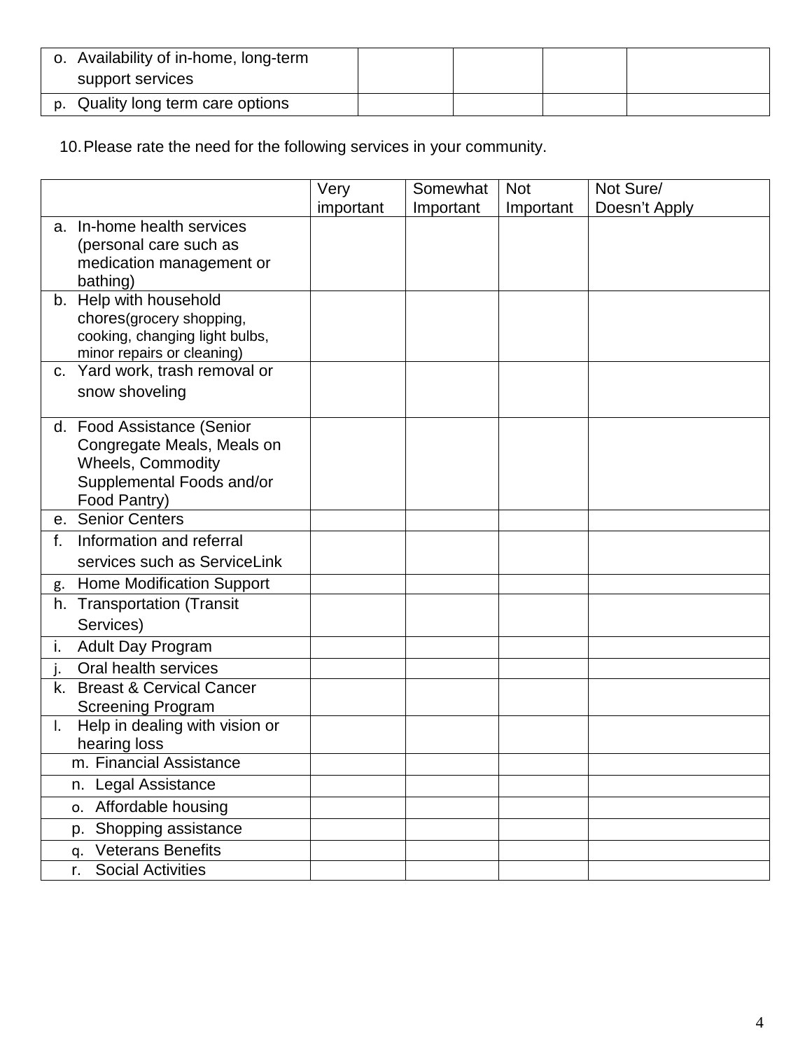| | | | | |
|---|---|---|---|---|
| o. Availability of in-home, long-term support services | | | | |
| p. Quality long term care options | | | | |

10. Please rate the need for the following services in your community.

| | Very important | Somewhat Important | Not Important | Not Sure/ Doesn't Apply |
|---|---|---|---|---|
| a. In-home health services (personal care such as medication management or bathing) | | | | |
| b. Help with household chores(grocery shopping, cooking, changing light bulbs, minor repairs or cleaning) | | | | |
| c. Yard work, trash removal or snow shoveling | | | | |
| d. Food Assistance (Senior Congregate Meals, Meals on Wheels, Commodity Supplemental Foods and/or Food Pantry) | | | | |
| e. Senior Centers | | | | |
| f. Information and referral services such as ServiceLink | | | | |
| g. Home Modification Support | | | | |
| h. Transportation (Transit Services) | | | | |
| i. Adult Day Program | | | | |
| j. Oral health services | | | | |
| k. Breast & Cervical Cancer Screening Program | | | | |
| l. Help in dealing with vision or hearing loss | | | | |
| m. Financial Assistance | | | | |
| n. Legal Assistance | | | | |
| o. Affordable housing | | | | |
| p. Shopping assistance | | | | |
| q. Veterans Benefits | | | | |
| r. Social Activities | | | | |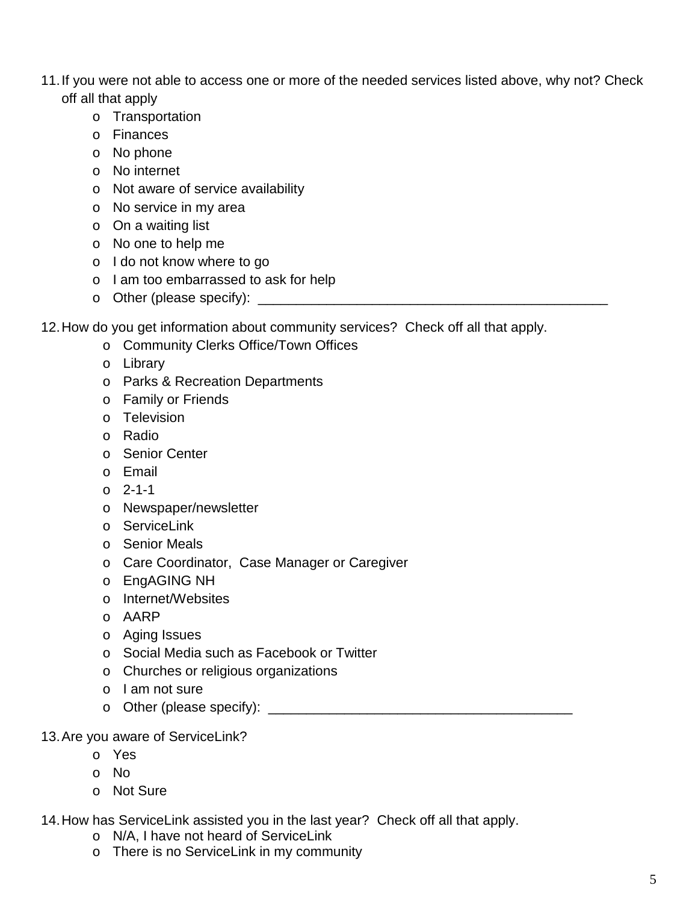11. If you were not able to access one or more of the needed services listed above, why not? Check off all that apply
    - Transportation
    - Finances
    - No phone
    - No internet
    - Not aware of service availability
    - No service in my area
    - On a waiting list
    - No one to help me
    - I do not know where to go
    - I am too embarrassed to ask for help
    - Other (please specify): _______________________________________________

12. How do you get information about community services? Check off all that apply.
    - Community Clerks Office/Town Offices
    - Library
    - Parks & Recreation Departments
    - Family or Friends
    - Television
    - Radio
    - Senior Center
    - Email
    - 2-1-1
    - Newspaper/newsletter
    - ServiceLink
    - Senior Meals
    - Care Coordinator, Case Manager or Caregiver
    - EngAGING NH
    - Internet/Websites
    - AARP
    - Aging Issues
    - Social Media such as Facebook or Twitter
    - Churches or religious organizations
    - I am not sure
    - Other (please specify): ________________________________________

13. Are you aware of ServiceLink?
    - Yes
    - No
    - Not Sure

14. How has ServiceLink assisted you in the last year? Check off all that apply.
    - N/A, I have not heard of ServiceLink
    - There is no ServiceLink in my community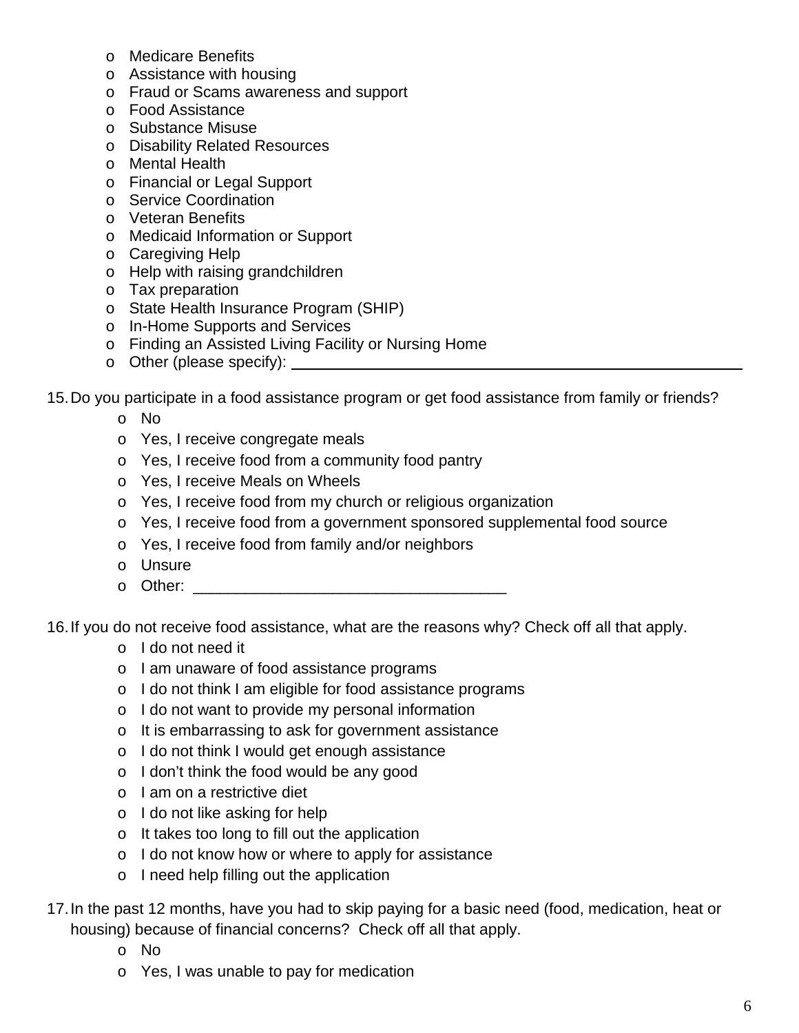- Medicare Benefits
- Assistance with housing
- Fraud or Scams awareness and support
- Food Assistance
- Substance Misuse
- Disability Related Resources
- Mental Health
- Financial or Legal Support
- Service Coordination
- Veteran Benefits
- Medicaid Information or Support
- Caregiving Help
- Help with raising grandchildren
- Tax preparation
- State Health Insurance Program (SHIP)
- In-Home Supports and Services
- Finding an Assisted Living Facility or Nursing Home
- Other (please specify): ____________________________________________

15. Do you participate in a food assistance program or get food assistance from family or friends?
    - No
    - Yes, I receive congregate meals
    - Yes, I receive food from a community food pantry
    - Yes, I receive Meals on Wheels
    - Yes, I receive food from my church or religious organization
    - Yes, I receive food from a government sponsored supplemental food source
    - Yes, I receive food from family and/or neighbors
    - Unsure
    - Other: ___________________________________

16. If you do not receive food assistance, what are the reasons why? Check off all that apply.
    - I do not need it
    - I am unaware of food assistance programs
    - I do not think I am eligible for food assistance programs
    - I do not want to provide my personal information
    - It is embarrassing to ask for government assistance
    - I do not think I would get enough assistance
    - I don't think the food would be any good
    - I am on a restrictive diet
    - I do not like asking for help
    - It takes too long to fill out the application
    - I do not know how or where to apply for assistance
    - I need help filling out the application

17. In the past 12 months, have you had to skip paying for a basic need (food, medication, heat or housing) because of financial concerns? Check off all that apply.
    - No
    - Yes, I was unable to pay for medication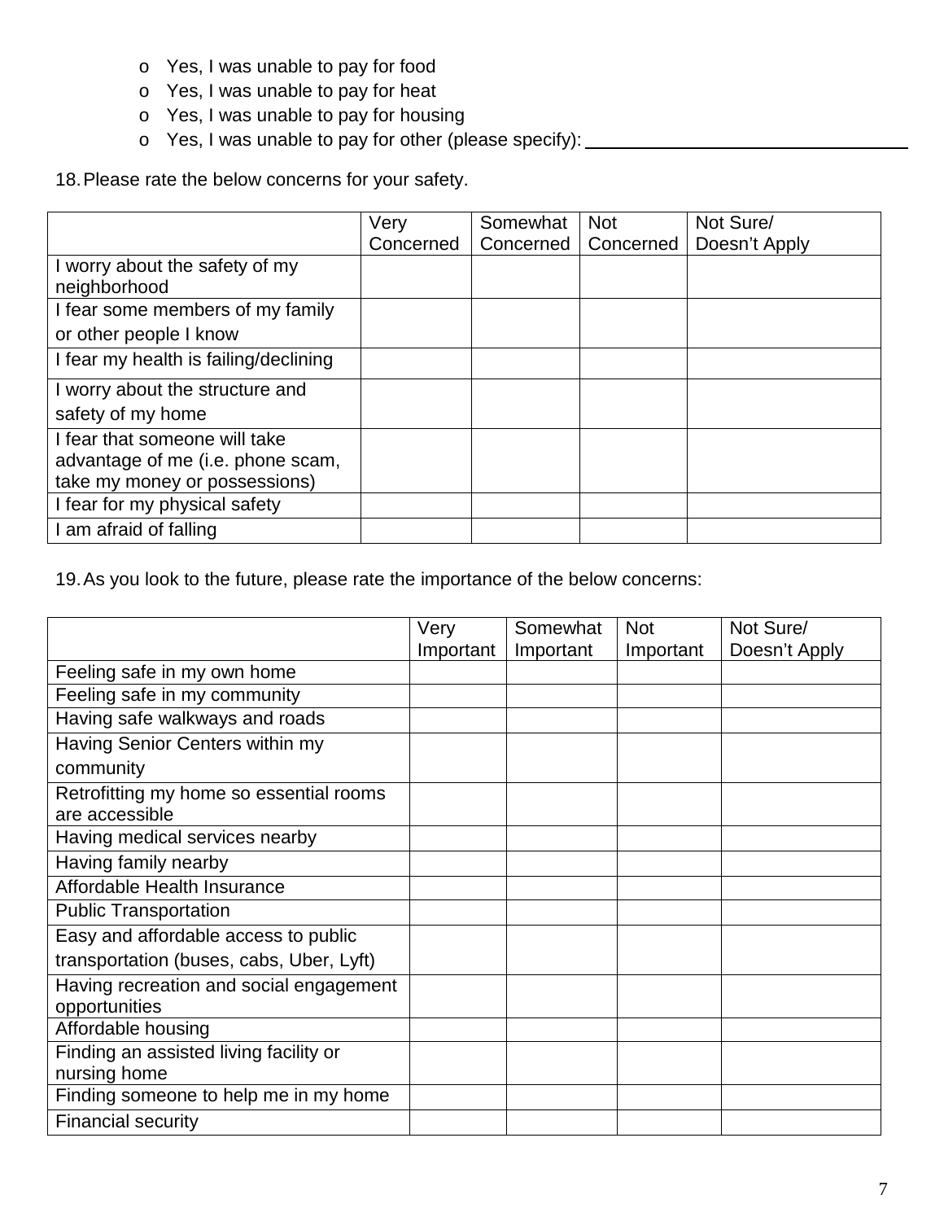- Yes, I was unable to pay for food
- Yes, I was unable to pay for heat
- Yes, I was unable to pay for housing
- Yes, I was unable to pay for other (please specify): ____________________

18. Please rate the below concerns for your safety.

| | Very Concerned | Somewhat Concerned | Not Concerned | Not Sure/ Doesn't Apply |
|---|---|---|---|---|
| I worry about the safety of my neighborhood | | | | |
| I fear some members of my family or other people I know | | | | |
| I fear my health is failing/declining | | | | |
| I worry about the structure and safety of my home | | | | |
| I fear that someone will take advantage of me (i.e. phone scam, take my money or possessions) | | | | |
| I fear for my physical safety | | | | |
| I am afraid of falling | | | | |

19. As you look to the future, please rate the importance of the below concerns:

| | Very Important | Somewhat Important | Not Important | Not Sure/ Doesn't Apply |
|---|---|---|---|---|
| Feeling safe in my own home | | | | |
| Feeling safe in my community | | | | |
| Having safe walkways and roads | | | | |
| Having Senior Centers within my community | | | | |
| Retrofitting my home so essential rooms are accessible | | | | |
| Having medical services nearby | | | | |
| Having family nearby | | | | |
| Affordable Health Insurance | | | | |
| Public Transportation | | | | |
| Easy and affordable access to public transportation (buses, cabs, Uber, Lyft) | | | | |
| Having recreation and social engagement opportunities | | | | |
| Affordable housing | | | | |
| Finding an assisted living facility or nursing home | | | | |
| Finding someone to help me in my home | | | | |
| Financial security | | | | |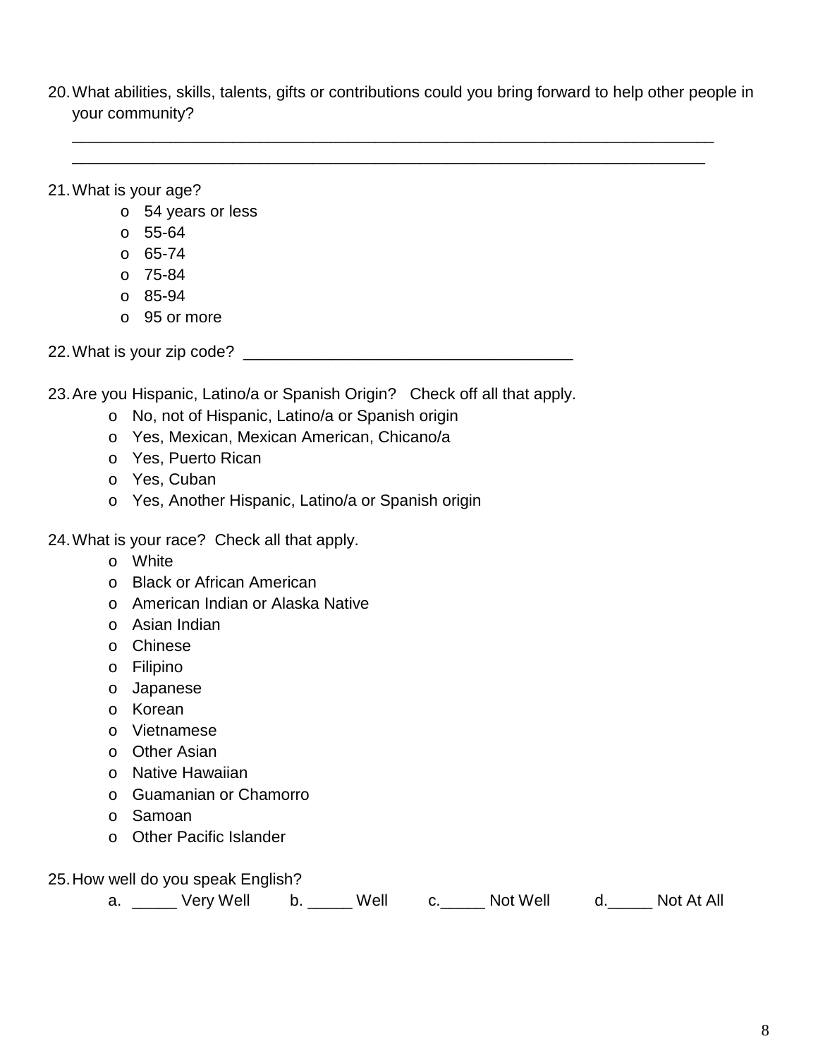20. What abilities, skills, talents, gifts or contributions could you bring forward to help other people in your community?

    ___________________________________________________________________________
    ___________________________________________________________________________

21. What is your age?
    - o 54 years or less
    - o 55-64
    - o 65-74
    - o 75-84
    - o 85-94
    - o 95 or more

22. What is your zip code? _____________________________________

23. Are you Hispanic, Latino/a or Spanish Origin? Check off all that apply.
    - o No, not of Hispanic, Latino/a or Spanish origin
    - o Yes, Mexican, Mexican American, Chicano/a
    - o Yes, Puerto Rican
    - o Yes, Cuban
    - o Yes, Another Hispanic, Latino/a or Spanish origin

24. What is your race? Check all that apply.
    - o White
    - o Black or African American
    - o American Indian or Alaska Native
    - o Asian Indian
    - o Chinese
    - o Filipino
    - o Japanese
    - o Korean
    - o Vietnamese
    - o Other Asian
    - o Native Hawaiian
    - o Guamanian or Chamorro
    - o Samoan
    - o Other Pacific Islander

25. How well do you speak English?

    a. _____ Very Well    b. _____ Well    c._____ Not Well    d._____ Not At All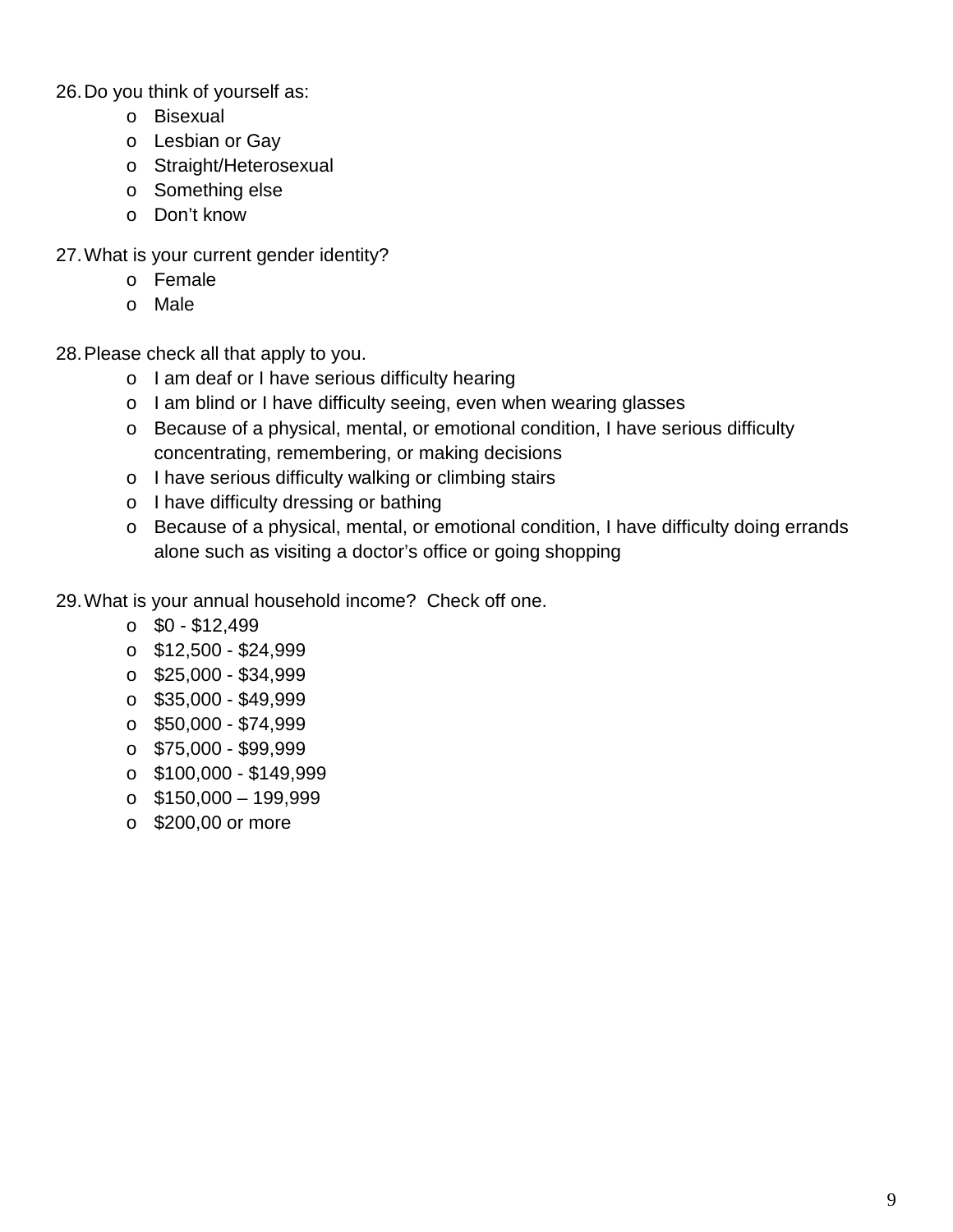26. Do you think of yourself as:
    - o Bisexual
    - o Lesbian or Gay
    - o Straight/Heterosexual
    - o Something else
    - o Don't know

27. What is your current gender identity?
    - o Female
    - o Male

28. Please check all that apply to you.
    - o I am deaf or I have serious difficulty hearing
    - o I am blind or I have difficulty seeing, even when wearing glasses
    - o Because of a physical, mental, or emotional condition, I have serious difficulty concentrating, remembering, or making decisions
    - o I have serious difficulty walking or climbing stairs
    - o I have difficulty dressing or bathing
    - o Because of a physical, mental, or emotional condition, I have difficulty doing errands alone such as visiting a doctor's office or going shopping

29. What is your annual household income? Check off one.
    - o $0 - $12,499
    - o $12,500 - $24,999
    - o $25,000 - $34,999
    - o $35,000 - $49,999
    - o $50,000 - $74,999
    - o $75,000 - $99,999
    - o $100,000 - $149,999
    - o $150,000 – 199,999
    - o $200,00 or more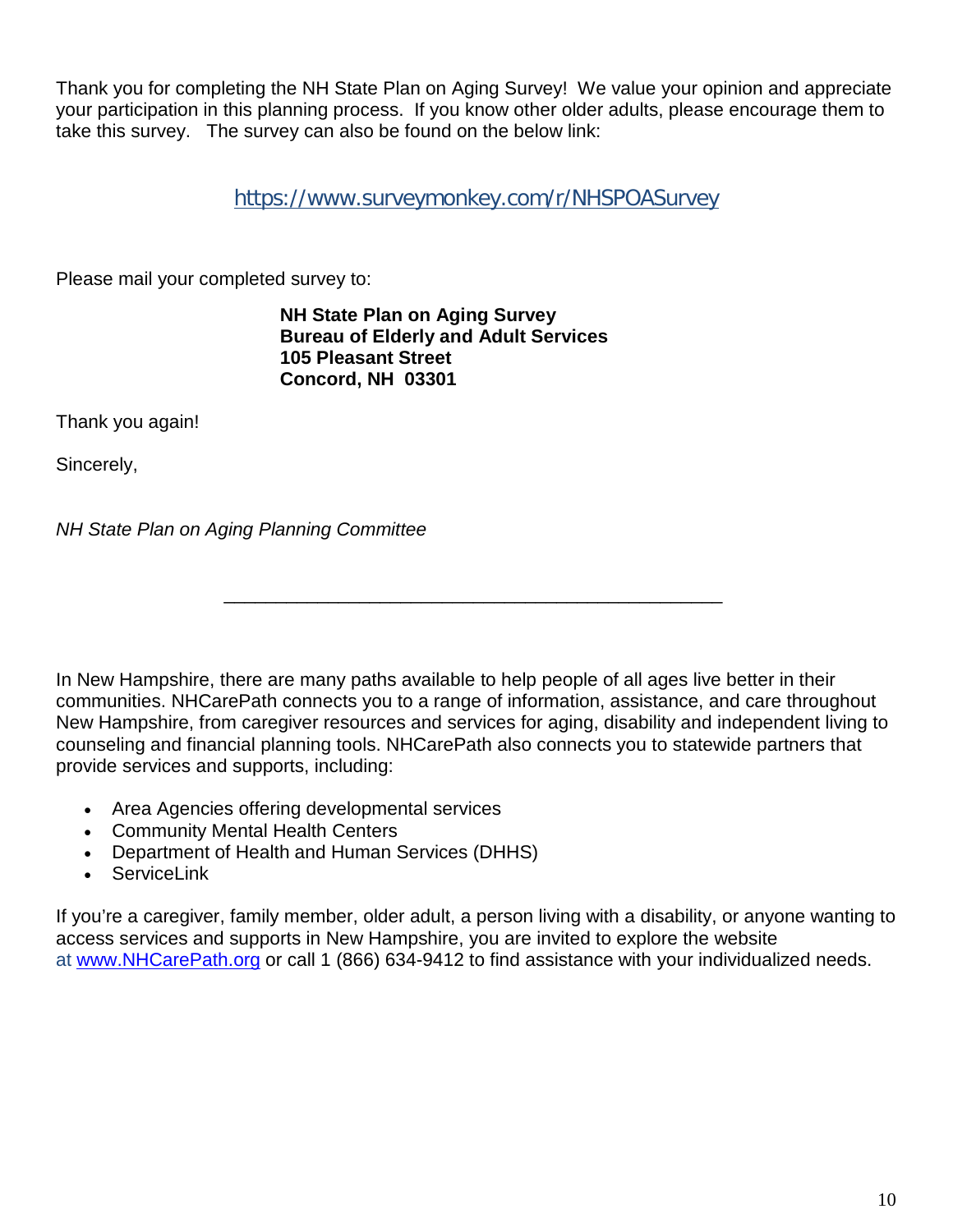Thank you for completing the NH State Plan on Aging Survey! We value your opinion and appreciate your participation in this planning process. If you know other older adults, please encourage them to take this survey. The survey can also be found on the below link:

https://www.surveymonkey.com/r/NHSPOASurvey

Please mail your completed survey to:

**NH State Plan on Aging Survey**
**Bureau of Elderly and Adult Services**
**105 Pleasant Street**
**Concord, NH 03301**

Thank you again!

Sincerely,

*NH State Plan on Aging Planning Committee*

---

In New Hampshire, there are many paths available to help people of all ages live better in their communities. NHCarePath connects you to a range of information, assistance, and care throughout New Hampshire, from caregiver resources and services for aging, disability and independent living to counseling and financial planning tools. NHCarePath also connects you to statewide partners that provide services and supports, including:

- Area Agencies offering developmental services
- Community Mental Health Centers
- Department of Health and Human Services (DHHS)
- ServiceLink

If you're a caregiver, family member, older adult, a person living with a disability, or anyone wanting to access services and supports in New Hampshire, you are invited to explore the website at www.NHCarePath.org or call 1 (866) 634-9412 to find assistance with your individualized needs.